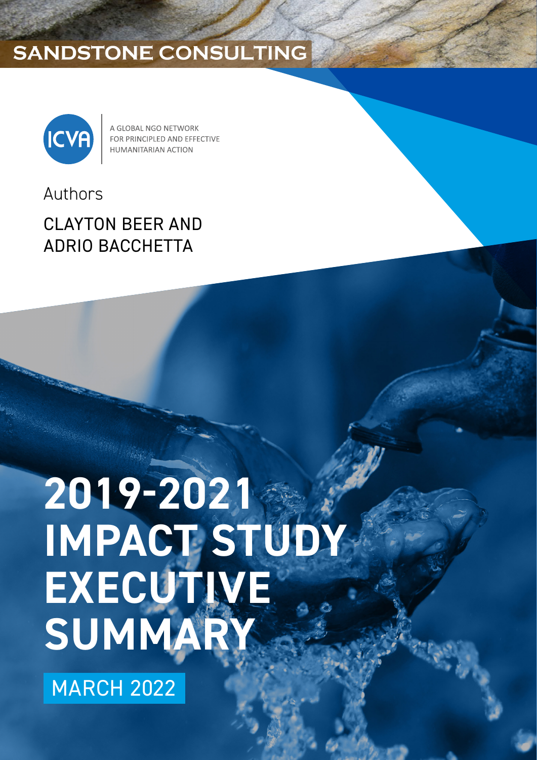SANDSTONE CONSULTING

ICVA

A GLOBAL NGO NETWORK
FOR PRINCIPLED AND EFFECTIVE
HUMANITARIAN ACTION

Authors

CLAYTON BEER AND
ADRIO BACCHETTA

# 2019-2021 IMPACT STUDY EXECUTIVE SUMMARY

MARCH 2022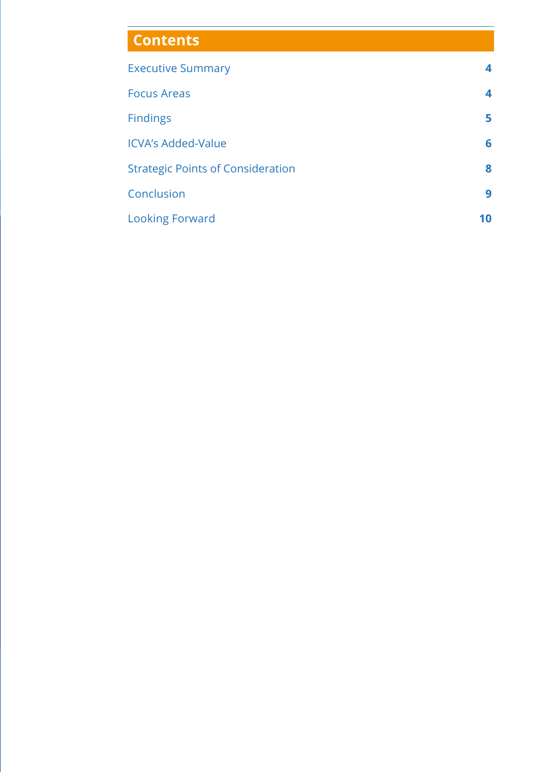## Contents

| | |
|---|---|
| Executive Summary | 4 |
| Focus Areas | 4 |
| Findings | 5 |
| ICVA's Added-Value | 6 |
| Strategic Points of Consideration | 8 |
| Conclusion | 9 |
| Looking Forward | 10 |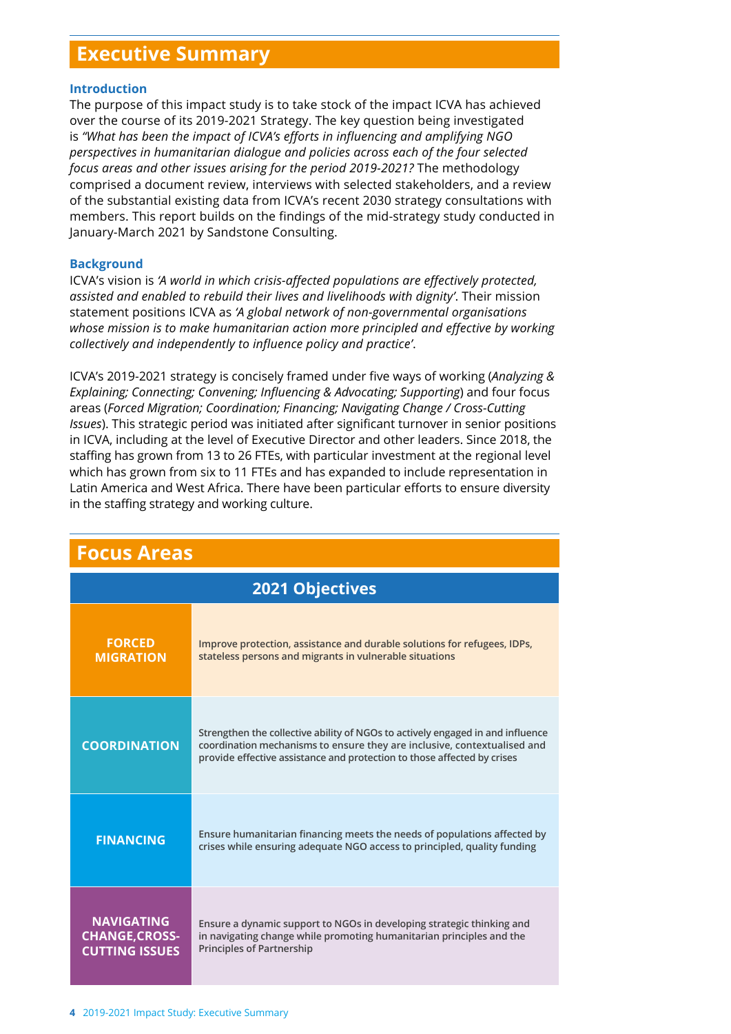# Executive Summary

### Introduction

The purpose of this impact study is to take stock of the impact ICVA has achieved over the course of its 2019-2021 Strategy. The key question being investigated is *"What has been the impact of ICVA's efforts in influencing and amplifying NGO perspectives in humanitarian dialogue and policies across each of the four selected focus areas and other issues arising for the period 2019-2021?* The methodology comprised a document review, interviews with selected stakeholders, and a review of the substantial existing data from ICVA's recent 2030 strategy consultations with members. This report builds on the findings of the mid-strategy study conducted in January-March 2021 by Sandstone Consulting.

### Background

ICVA's vision is *'A world in which crisis-affected populations are effectively protected, assisted and enabled to rebuild their lives and livelihoods with dignity'*. Their mission statement positions ICVA as *'A global network of non-governmental organisations whose mission is to make humanitarian action more principled and effective by working collectively and independently to influence policy and practice'*.

ICVA's 2019-2021 strategy is concisely framed under five ways of working (*Analyzing & Explaining; Connecting; Convening; Influencing & Advocating; Supporting*) and four focus areas (*Forced Migration; Coordination; Financing; Navigating Change / Cross-Cutting Issues*). This strategic period was initiated after significant turnover in senior positions in ICVA, including at the level of Executive Director and other leaders. Since 2018, the staffing has grown from 13 to 26 FTEs, with particular investment at the regional level which has grown from six to 11 FTEs and has expanded to include representation in Latin America and West Africa. There have been particular efforts to ensure diversity in the staffing strategy and working culture.

# Focus Areas

| 2021 Objectives | |
|---|---|
| **FORCED MIGRATION** | Improve protection, assistance and durable solutions for refugees, IDPs, stateless persons and migrants in vulnerable situations |
| **COORDINATION** | Strengthen the collective ability of NGOs to actively engaged in and influence coordination mechanisms to ensure they are inclusive, contextualised and provide effective assistance and protection to those affected by crises |
| **FINANCING** | Ensure humanitarian financing meets the needs of populations affected by crises while ensuring adequate NGO access to principled, quality funding |
| **NAVIGATING CHANGE,CROSS-CUTTING ISSUES** | Ensure a dynamic support to NGOs in developing strategic thinking and in navigating change while promoting humanitarian principles and the Principles of Partnership |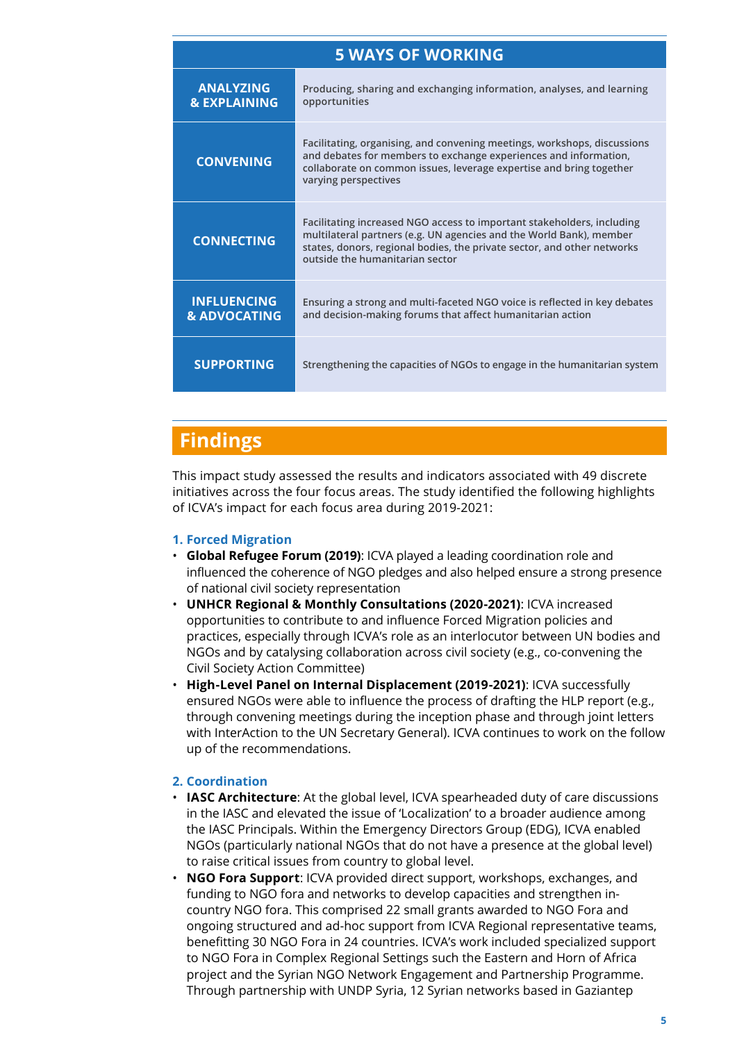| 5 WAYS OF WORKING | |
|---|---|
| **ANALYZING & EXPLAINING** | Producing, sharing and exchanging information, analyses, and learning opportunities |
| **CONVENING** | Facilitating, organising, and convening meetings, workshops, discussions and debates for members to exchange experiences and information, collaborate on common issues, leverage expertise and bring together varying perspectives |
| **CONNECTING** | Facilitating increased NGO access to important stakeholders, including multilateral partners (e.g. UN agencies and the World Bank), member states, donors, regional bodies, the private sector, and other networks outside the humanitarian sector |
| **INFLUENCING & ADVOCATING** | Ensuring a strong and multi-faceted NGO voice is reflected in key debates and decision-making forums that affect humanitarian action |
| **SUPPORTING** | Strengthening the capacities of NGOs to engage in the humanitarian system |

## Findings

This impact study assessed the results and indicators associated with 49 discrete initiatives across the four focus areas. The study identified the following highlights of ICVA's impact for each focus area during 2019-2021:

### 1. Forced Migration

- **Global Refugee Forum (2019)**: ICVA played a leading coordination role and influenced the coherence of NGO pledges and also helped ensure a strong presence of national civil society representation
- **UNHCR Regional & Monthly Consultations (2020-2021)**: ICVA increased opportunities to contribute to and influence Forced Migration policies and practices, especially through ICVA's role as an interlocutor between UN bodies and NGOs and by catalysing collaboration across civil society (e.g., co-convening the Civil Society Action Committee)
- **High-Level Panel on Internal Displacement (2019-2021)**: ICVA successfully ensured NGOs were able to influence the process of drafting the HLP report (e.g., through convening meetings during the inception phase and through joint letters with InterAction to the UN Secretary General). ICVA continues to work on the follow up of the recommendations.

### 2. Coordination

- **IASC Architecture**: At the global level, ICVA spearheaded duty of care discussions in the IASC and elevated the issue of 'Localization' to a broader audience among the IASC Principals. Within the Emergency Directors Group (EDG), ICVA enabled NGOs (particularly national NGOs that do not have a presence at the global level) to raise critical issues from country to global level.
- **NGO Fora Support**: ICVA provided direct support, workshops, exchanges, and funding to NGO fora and networks to develop capacities and strengthen in-country NGO fora. This comprised 22 small grants awarded to NGO Fora and ongoing structured and ad-hoc support from ICVA Regional representative teams, benefitting 30 NGO Fora in 24 countries. ICVA's work included specialized support to NGO Fora in Complex Regional Settings such the Eastern and Horn of Africa project and the Syrian NGO Network Engagement and Partnership Programme. Through partnership with UNDP Syria, 12 Syrian networks based in Gaziantep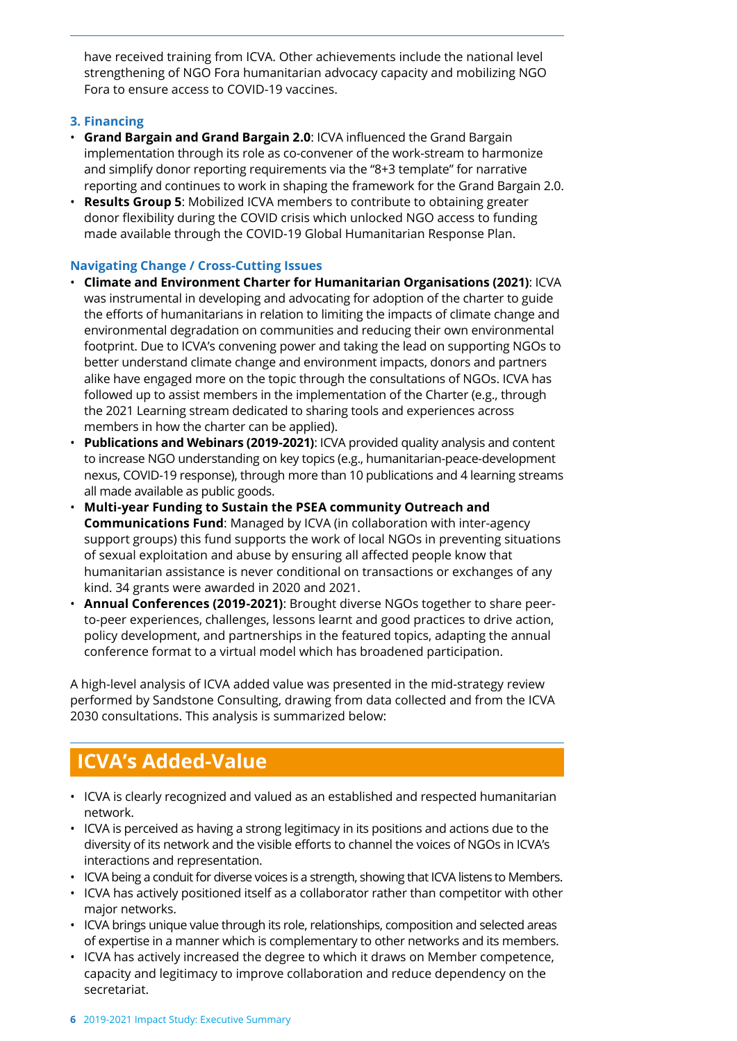have received training from ICVA. Other achievements include the national level strengthening of NGO Fora humanitarian advocacy capacity and mobilizing NGO Fora to ensure access to COVID-19 vaccines.

### 3. Financing

- **Grand Bargain and Grand Bargain 2.0**: ICVA influenced the Grand Bargain implementation through its role as co-convener of the work-stream to harmonize and simplify donor reporting requirements via the "8+3 template" for narrative reporting and continues to work in shaping the framework for the Grand Bargain 2.0.
- **Results Group 5**: Mobilized ICVA members to contribute to obtaining greater donor flexibility during the COVID crisis which unlocked NGO access to funding made available through the COVID-19 Global Humanitarian Response Plan.

### Navigating Change / Cross-Cutting Issues

- **Climate and Environment Charter for Humanitarian Organisations (2021)**: ICVA was instrumental in developing and advocating for adoption of the charter to guide the efforts of humanitarians in relation to limiting the impacts of climate change and environmental degradation on communities and reducing their own environmental footprint. Due to ICVA's convening power and taking the lead on supporting NGOs to better understand climate change and environment impacts, donors and partners alike have engaged more on the topic through the consultations of NGOs. ICVA has followed up to assist members in the implementation of the Charter (e.g., through the 2021 Learning stream dedicated to sharing tools and experiences across members in how the charter can be applied).
- **Publications and Webinars (2019-2021)**: ICVA provided quality analysis and content to increase NGO understanding on key topics (e.g., humanitarian-peace-development nexus, COVID-19 response), through more than 10 publications and 4 learning streams all made available as public goods.
- **Multi-year Funding to Sustain the PSEA community Outreach and Communications Fund**: Managed by ICVA (in collaboration with inter-agency support groups) this fund supports the work of local NGOs in preventing situations of sexual exploitation and abuse by ensuring all affected people know that humanitarian assistance is never conditional on transactions or exchanges of any kind. 34 grants were awarded in 2020 and 2021.
- **Annual Conferences (2019-2021)**: Brought diverse NGOs together to share peer-to-peer experiences, challenges, lessons learnt and good practices to drive action, policy development, and partnerships in the featured topics, adapting the annual conference format to a virtual model which has broadened participation.

A high-level analysis of ICVA added value was presented in the mid-strategy review performed by Sandstone Consulting, drawing from data collected and from the ICVA 2030 consultations. This analysis is summarized below:

## ICVA's Added-Value

- ICVA is clearly recognized and valued as an established and respected humanitarian network.
- ICVA is perceived as having a strong legitimacy in its positions and actions due to the diversity of its network and the visible efforts to channel the voices of NGOs in ICVA's interactions and representation.
- ICVA being a conduit for diverse voices is a strength, showing that ICVA listens to Members.
- ICVA has actively positioned itself as a collaborator rather than competitor with other major networks.
- ICVA brings unique value through its role, relationships, composition and selected areas of expertise in a manner which is complementary to other networks and its members.
- ICVA has actively increased the degree to which it draws on Member competence, capacity and legitimacy to improve collaboration and reduce dependency on the secretariat.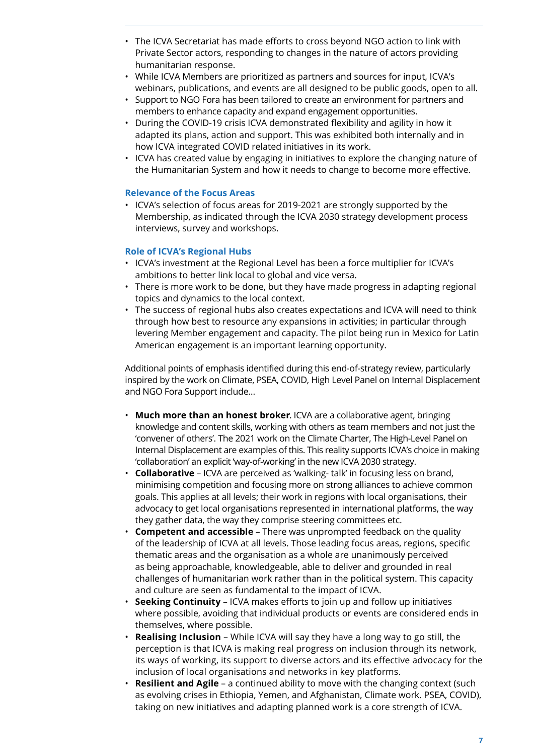- The ICVA Secretariat has made efforts to cross beyond NGO action to link with Private Sector actors, responding to changes in the nature of actors providing humanitarian response.
- While ICVA Members are prioritized as partners and sources for input, ICVA's webinars, publications, and events are all designed to be public goods, open to all.
- Support to NGO Fora has been tailored to create an environment for partners and members to enhance capacity and expand engagement opportunities.
- During the COVID-19 crisis ICVA demonstrated flexibility and agility in how it adapted its plans, action and support. This was exhibited both internally and in how ICVA integrated COVID related initiatives in its work.
- ICVA has created value by engaging in initiatives to explore the changing nature of the Humanitarian System and how it needs to change to become more effective.

### Relevance of the Focus Areas

- ICVA's selection of focus areas for 2019-2021 are strongly supported by the Membership, as indicated through the ICVA 2030 strategy development process interviews, survey and workshops.

### Role of ICVA's Regional Hubs

- ICVA's investment at the Regional Level has been a force multiplier for ICVA's ambitions to better link local to global and vice versa.
- There is more work to be done, but they have made progress in adapting regional topics and dynamics to the local context.
- The success of regional hubs also creates expectations and ICVA will need to think through how best to resource any expansions in activities; in particular through levering Member engagement and capacity. The pilot being run in Mexico for Latin American engagement is an important learning opportunity.

Additional points of emphasis identified during this end-of-strategy review, particularly inspired by the work on Climate, PSEA, COVID, High Level Panel on Internal Displacement and NGO Fora Support include…

- **Much more than an honest broker**. ICVA are a collaborative agent, bringing knowledge and content skills, working with others as team members and not just the 'convener of others'. The 2021 work on the Climate Charter, The High-Level Panel on Internal Displacement are examples of this. This reality supports ICVA's choice in making 'collaboration' an explicit 'way-of-working' in the new ICVA 2030 strategy.
- **Collaborative** – ICVA are perceived as 'walking- talk' in focusing less on brand, minimising competition and focusing more on strong alliances to achieve common goals. This applies at all levels; their work in regions with local organisations, their advocacy to get local organisations represented in international platforms, the way they gather data, the way they comprise steering committees etc.
- **Competent and accessible** – There was unprompted feedback on the quality of the leadership of ICVA at all levels. Those leading focus areas, regions, specific thematic areas and the organisation as a whole are unanimously perceived as being approachable, knowledgeable, able to deliver and grounded in real challenges of humanitarian work rather than in the political system. This capacity and culture are seen as fundamental to the impact of ICVA.
- **Seeking Continuity** – ICVA makes efforts to join up and follow up initiatives where possible, avoiding that individual products or events are considered ends in themselves, where possible.
- **Realising Inclusion** – While ICVA will say they have a long way to go still, the perception is that ICVA is making real progress on inclusion through its network, its ways of working, its support to diverse actors and its effective advocacy for the inclusion of local organisations and networks in key platforms.
- **Resilient and Agile** – a continued ability to move with the changing context (such as evolving crises in Ethiopia, Yemen, and Afghanistan, Climate work. PSEA, COVID), taking on new initiatives and adapting planned work is a core strength of ICVA.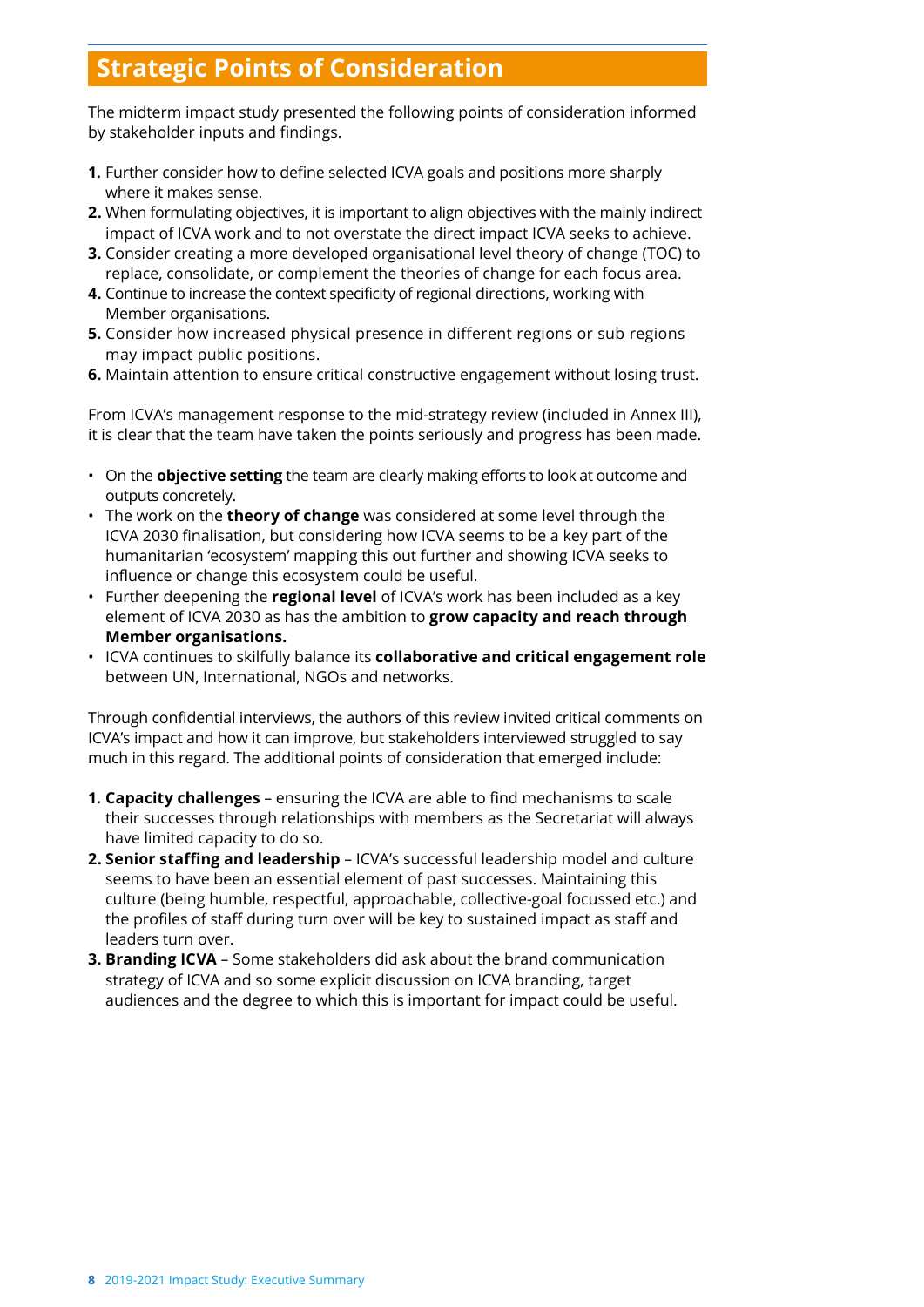## Strategic Points of Consideration

The midterm impact study presented the following points of consideration informed by stakeholder inputs and findings.

1. Further consider how to define selected ICVA goals and positions more sharply where it makes sense.
2. When formulating objectives, it is important to align objectives with the mainly indirect impact of ICVA work and to not overstate the direct impact ICVA seeks to achieve.
3. Consider creating a more developed organisational level theory of change (TOC) to replace, consolidate, or complement the theories of change for each focus area.
4. Continue to increase the context specificity of regional directions, working with Member organisations.
5. Consider how increased physical presence in different regions or sub regions may impact public positions.
6. Maintain attention to ensure critical constructive engagement without losing trust.

From ICVA's management response to the mid-strategy review (included in Annex III), it is clear that the team have taken the points seriously and progress has been made.

- On the **objective setting** the team are clearly making efforts to look at outcome and outputs concretely.
- The work on the **theory of change** was considered at some level through the ICVA 2030 finalisation, but considering how ICVA seems to be a key part of the humanitarian 'ecosystem' mapping this out further and showing ICVA seeks to influence or change this ecosystem could be useful.
- Further deepening the **regional level** of ICVA's work has been included as a key element of ICVA 2030 as has the ambition to **grow capacity and reach through Member organisations.**
- ICVA continues to skilfully balance its **collaborative and critical engagement role** between UN, International, NGOs and networks.

Through confidential interviews, the authors of this review invited critical comments on ICVA's impact and how it can improve, but stakeholders interviewed struggled to say much in this regard. The additional points of consideration that emerged include:

1. **Capacity challenges** – ensuring the ICVA are able to find mechanisms to scale their successes through relationships with members as the Secretariat will always have limited capacity to do so.
2. **Senior staffing and leadership** – ICVA's successful leadership model and culture seems to have been an essential element of past successes. Maintaining this culture (being humble, respectful, approachable, collective-goal focussed etc.) and the profiles of staff during turn over will be key to sustained impact as staff and leaders turn over.
3. **Branding ICVA** – Some stakeholders did ask about the brand communication strategy of ICVA and so some explicit discussion on ICVA branding, target audiences and the degree to which this is important for impact could be useful.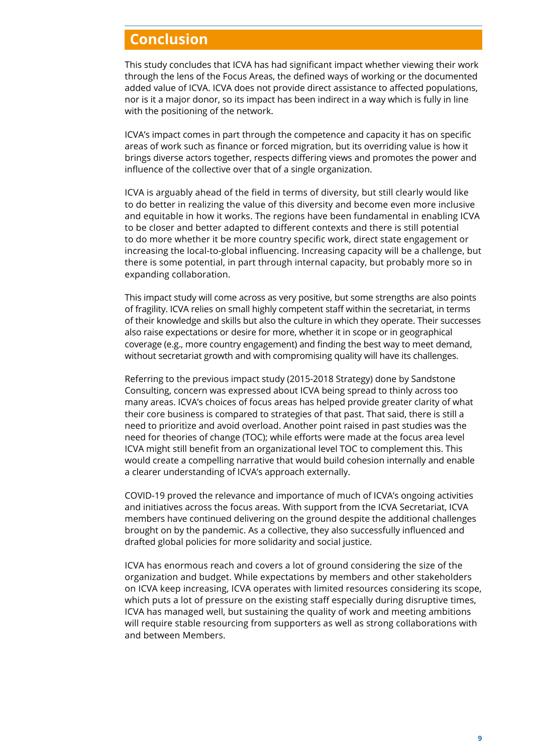# Conclusion

This study concludes that ICVA has had significant impact whether viewing their work through the lens of the Focus Areas, the defined ways of working or the documented added value of ICVA. ICVA does not provide direct assistance to affected populations, nor is it a major donor, so its impact has been indirect in a way which is fully in line with the positioning of the network.

ICVA's impact comes in part through the competence and capacity it has on specific areas of work such as finance or forced migration, but its overriding value is how it brings diverse actors together, respects differing views and promotes the power and influence of the collective over that of a single organization.

ICVA is arguably ahead of the field in terms of diversity, but still clearly would like to do better in realizing the value of this diversity and become even more inclusive and equitable in how it works. The regions have been fundamental in enabling ICVA to be closer and better adapted to different contexts and there is still potential to do more whether it be more country specific work, direct state engagement or increasing the local-to-global influencing. Increasing capacity will be a challenge, but there is some potential, in part through internal capacity, but probably more so in expanding collaboration.

This impact study will come across as very positive, but some strengths are also points of fragility. ICVA relies on small highly competent staff within the secretariat, in terms of their knowledge and skills but also the culture in which they operate. Their successes also raise expectations or desire for more, whether it in scope or in geographical coverage (e.g., more country engagement) and finding the best way to meet demand, without secretariat growth and with compromising quality will have its challenges.

Referring to the previous impact study (2015-2018 Strategy) done by Sandstone Consulting, concern was expressed about ICVA being spread to thinly across too many areas. ICVA's choices of focus areas has helped provide greater clarity of what their core business is compared to strategies of that past. That said, there is still a need to prioritize and avoid overload. Another point raised in past studies was the need for theories of change (TOC); while efforts were made at the focus area level ICVA might still benefit from an organizational level TOC to complement this. This would create a compelling narrative that would build cohesion internally and enable a clearer understanding of ICVA's approach externally.

COVID-19 proved the relevance and importance of much of ICVA's ongoing activities and initiatives across the focus areas. With support from the ICVA Secretariat, ICVA members have continued delivering on the ground despite the additional challenges brought on by the pandemic. As a collective, they also successfully influenced and drafted global policies for more solidarity and social justice.

ICVA has enormous reach and covers a lot of ground considering the size of the organization and budget. While expectations by members and other stakeholders on ICVA keep increasing, ICVA operates with limited resources considering its scope, which puts a lot of pressure on the existing staff especially during disruptive times, ICVA has managed well, but sustaining the quality of work and meeting ambitions will require stable resourcing from supporters as well as strong collaborations with and between Members.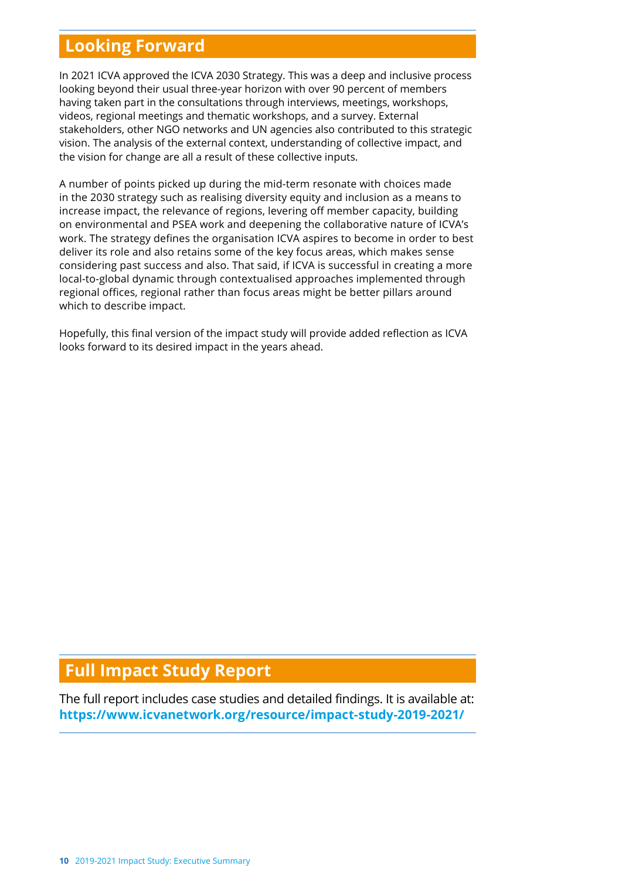## Looking Forward

In 2021 ICVA approved the ICVA 2030 Strategy. This was a deep and inclusive process looking beyond their usual three-year horizon with over 90 percent of members having taken part in the consultations through interviews, meetings, workshops, videos, regional meetings and thematic workshops, and a survey. External stakeholders, other NGO networks and UN agencies also contributed to this strategic vision. The analysis of the external context, understanding of collective impact, and the vision for change are all a result of these collective inputs.

A number of points picked up during the mid-term resonate with choices made in the 2030 strategy such as realising diversity equity and inclusion as a means to increase impact, the relevance of regions, levering off member capacity, building on environmental and PSEA work and deepening the collaborative nature of ICVA's work. The strategy defines the organisation ICVA aspires to become in order to best deliver its role and also retains some of the key focus areas, which makes sense considering past success and also. That said, if ICVA is successful in creating a more local-to-global dynamic through contextualised approaches implemented through regional offices, regional rather than focus areas might be better pillars around which to describe impact.

Hopefully, this final version of the impact study will provide added reflection as ICVA looks forward to its desired impact in the years ahead.

## Full Impact Study Report

The full report includes case studies and detailed findings. It is available at: **https://www.icvanetwork.org/resource/impact-study-2019-2021/**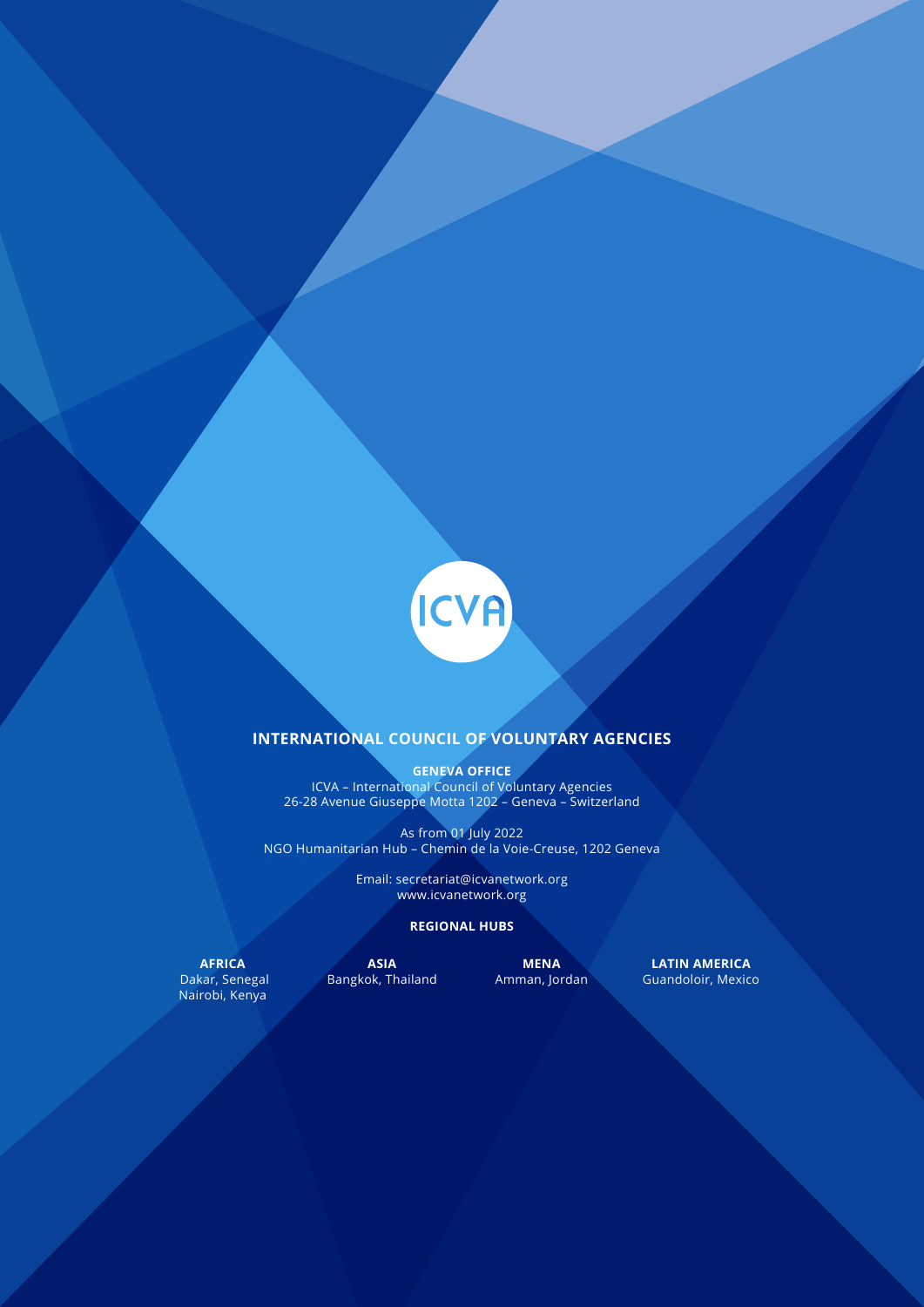ICVA

## INTERNATIONAL COUNCIL OF VOLUNTARY AGENCIES

**GENEVA OFFICE**
ICVA – International Council of Voluntary Agencies
26-28 Avenue Giuseppe Motta 1202 – Geneva – Switzerland

As from 01 July 2022
NGO Humanitarian Hub – Chemin de la Voie-Creuse, 1202 Geneva

Email: secretariat@icvanetwork.org
www.icvanetwork.org

**REGIONAL HUBS**

**AFRICA**
Dakar, Senegal
Nairobi, Kenya

**ASIA**
Bangkok, Thailand

**MENA**
Amman, Jordan

**LATIN AMERICA**
Guandoloir, Mexico